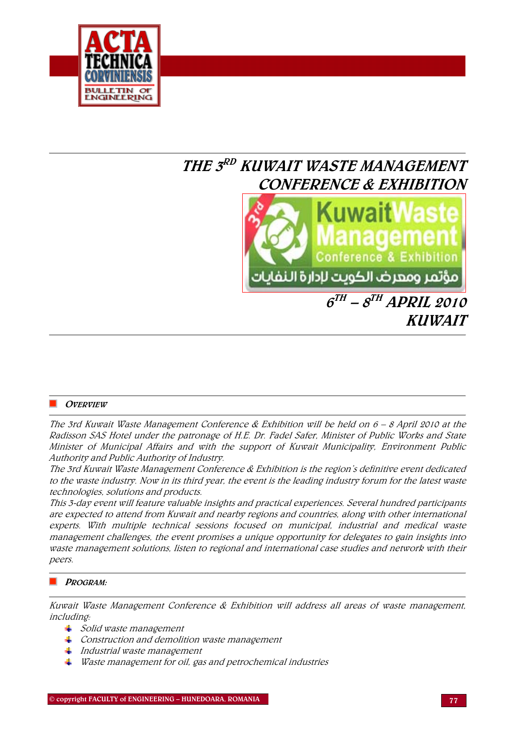# THE 3RD KUWAIT WASTE MANAGEMENT CONFERENCE & EXHIBITION

## 6TH – 8TH APRIL 2010 KUWAIT

## OVERVIEW

*The 3rd Kuwait Waste Management Conference & Exhibition will be held on 6 – 8 April 2010 at the Radisson SAS Hotel under the patronage of H.E. Dr. Fadel Safer, Minister of Public Works and State Minister of Municipal Affairs and with the support of Kuwait Municipality, Environment Public Authority and Public Authority of Industry.*

*The 3rd Kuwait Waste Management Conference & Exhibition is the region's definitive event dedicated to the waste industry. Now in its third year, the event is the leading industry forum for the latest waste technologies, solutions and products.*

*This 3-day event will feature valuable insights and practical experiences. Several hundred participants are expected to attend from Kuwait and nearby regions and countries, along with other international experts. With multiple technical sessions focused on municipal, industrial and medical waste management challenges, the event promises a unique opportunity for delegates to gain insights into waste management solutions, listen to regional and international case studies and network with their peers.*

## PROGRAM:

*Kuwait Waste Management Conference & Exhibition will address all areas of waste management, including:*

- *Solid waste management*
- *Construction and demolition waste management*
- *Industrial waste management*
- *Waste management for oil, gas and petrochemical industries*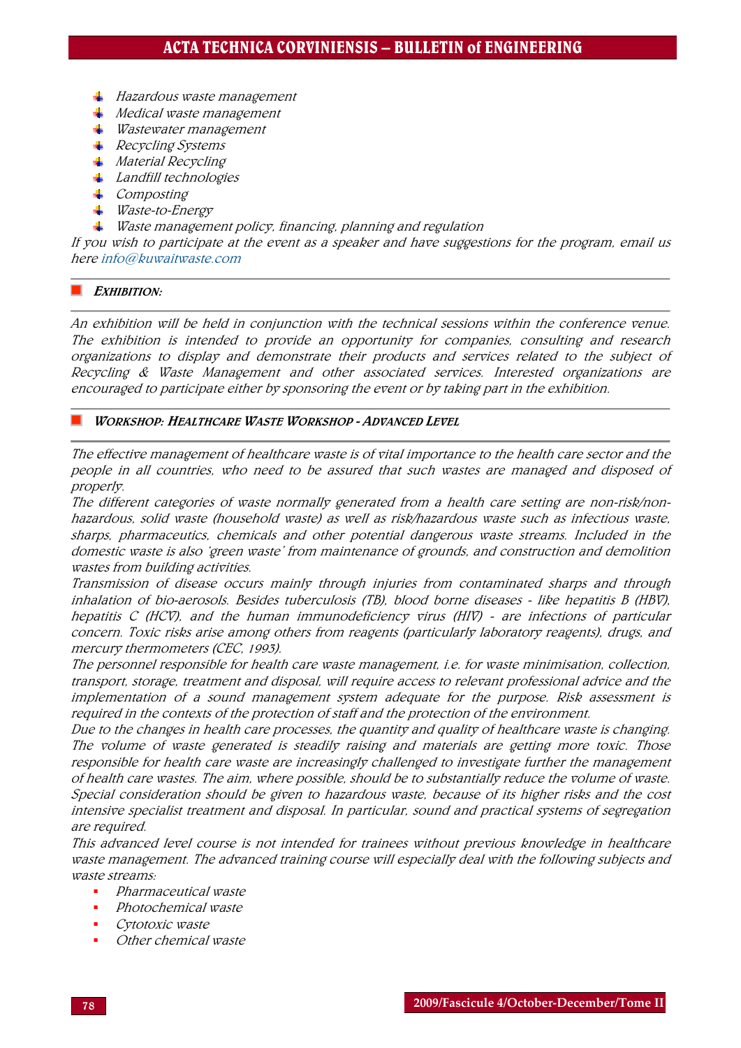- *Hazardous waste management*
- *Medical waste management*
- *Wastewater management*
- *Recycling Systems*
- *Material Recycling*
- *Landfill technologies*
- *Composting*
- *Waste-to-Energy*
- *Waste management policy, financing, planning and regulation*

*If you wish to participate at the event as a speaker and have suggestions for the program, email us here info@kuwaitwaste.com*

## EXHIBITION:

*An exhibition will be held in conjunction with the technical sessions within the conference venue. The exhibition is intended to provide an opportunity for companies, consulting and research organizations to display and demonstrate their products and services related to the subject of Recycling & Waste Management and other associated services. Interested organizations are encouraged to participate either by sponsoring the event or by taking part in the exhibition.*

## WORKSHOP: HEALTHCARE WASTE WORKSHOP - ADVANCED LEVEL

*The effective management of healthcare waste is of vital importance to the health care sector and the people in all countries, who need to be assured that such wastes are managed and disposed of properly.*

*The different categories of waste normally generated from a health care setting are non-risk/non-hazardous, solid waste (household waste) as well as risk/hazardous waste such as infectious waste, sharps, pharmaceutics, chemicals and other potential dangerous waste streams. Included in the domestic waste is also 'green waste' from maintenance of grounds, and construction and demolition wastes from building activities.*

*Transmission of disease occurs mainly through injuries from contaminated sharps and through inhalation of bio-aerosols. Besides tuberculosis (TB), blood borne diseases - like hepatitis B (HBV), hepatitis C (HCV), and the human immunodeficiency virus (HIV) - are infections of particular concern. Toxic risks arise among others from reagents (particularly laboratory reagents), drugs, and mercury thermometers (CEC, 1993).*

*The personnel responsible for health care waste management, i.e. for waste minimisation, collection, transport, storage, treatment and disposal, will require access to relevant professional advice and the implementation of a sound management system adequate for the purpose. Risk assessment is required in the contexts of the protection of staff and the protection of the environment.*

*Due to the changes in health care processes, the quantity and quality of healthcare waste is changing. The volume of waste generated is steadily raising and materials are getting more toxic. Those responsible for health care waste are increasingly challenged to investigate further the management of health care wastes. The aim, where possible, should be to substantially reduce the volume of waste. Special consideration should be given to hazardous waste, because of its higher risks and the cost intensive specialist treatment and disposal. In particular, sound and practical systems of segregation are required.*

*This advanced level course is not intended for trainees without previous knowledge in healthcare waste management. The advanced training course will especially deal with the following subjects and waste streams:*

- *Pharmaceutical waste*
- *Photochemical waste*
- *Cytotoxic waste*
- *Other chemical waste*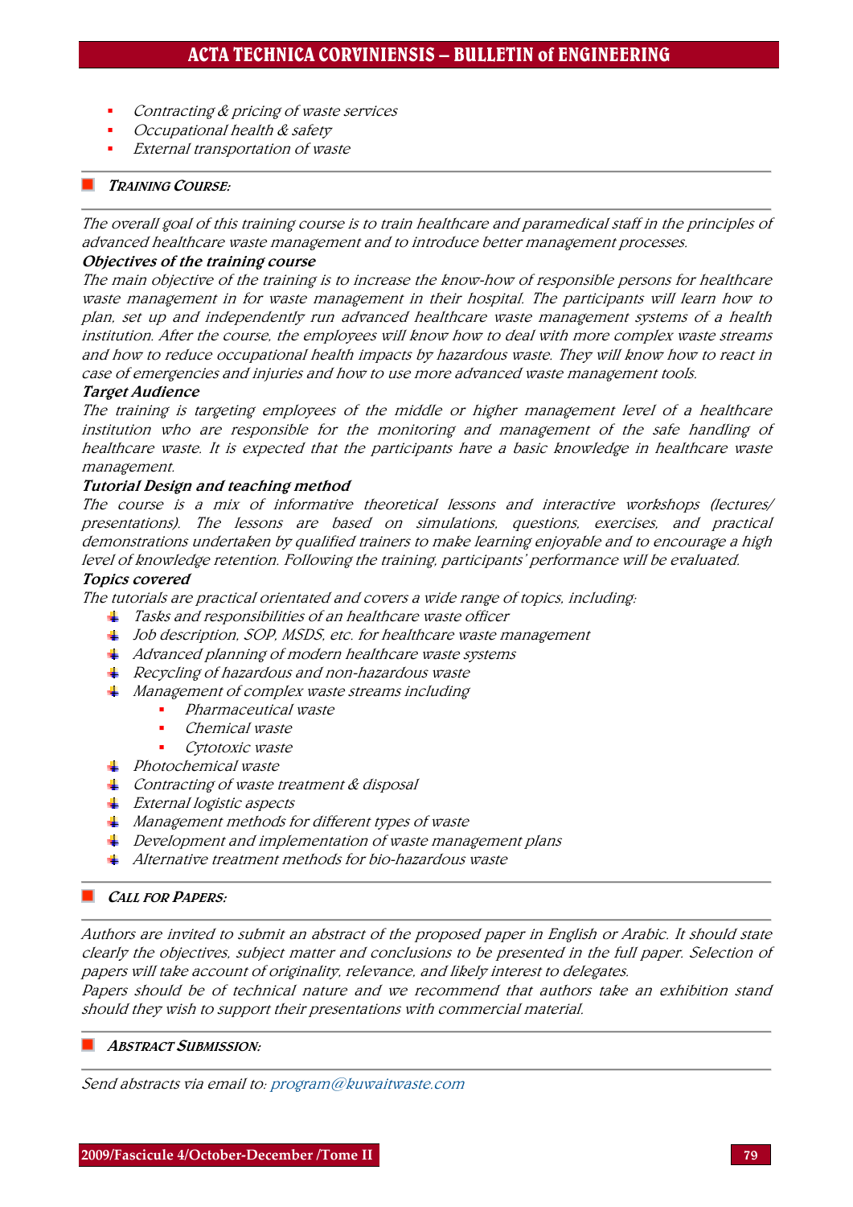- *Contracting & pricing of waste services*
- *Occupational health & safety*
- *External transportation of waste*

## *TRAINING COURSE:*

*The overall goal of this training course is to train healthcare and paramedical staff in the principles of advanced healthcare waste management and to introduce better management processes.*

***Objectives of the training course***

*The main objective of the training is to increase the know-how of responsible persons for healthcare waste management in for waste management in their hospital. The participants will learn how to plan, set up and independently run advanced healthcare waste management systems of a health institution. After the course, the employees will know how to deal with more complex waste streams and how to reduce occupational health impacts by hazardous waste. They will know how to react in case of emergencies and injuries and how to use more advanced waste management tools.*

***Target Audience***

*The training is targeting employees of the middle or higher management level of a healthcare institution who are responsible for the monitoring and management of the safe handling of healthcare waste. It is expected that the participants have a basic knowledge in healthcare waste management.*

***Tutorial Design and teaching method***

*The course is a mix of informative theoretical lessons and interactive workshops (lectures/ presentations). The lessons are based on simulations, questions, exercises, and practical demonstrations undertaken by qualified trainers to make learning enjoyable and to encourage a high level of knowledge retention. Following the training, participants' performance will be evaluated.*

***Topics covered***

*The tutorials are practical orientated and covers a wide range of topics, including:*

- *Tasks and responsibilities of an healthcare waste officer*
- *Job description, SOP, MSDS, etc. for healthcare waste management*
- *Advanced planning of modern healthcare waste systems*
- *Recycling of hazardous and non-hazardous waste*
- *Management of complex waste streams including*
    - *Pharmaceutical waste*
    - *Chemical waste*
    - *Cytotoxic waste*
- *Photochemical waste*
- *Contracting of waste treatment & disposal*
- *External logistic aspects*
- *Management methods for different types of waste*
- *Development and implementation of waste management plans*
- *Alternative treatment methods for bio-hazardous waste*

## *CALL FOR PAPERS:*

*Authors are invited to submit an abstract of the proposed paper in English or Arabic. It should state clearly the objectives, subject matter and conclusions to be presented in the full paper. Selection of papers will take account of originality, relevance, and likely interest to delegates.*

*Papers should be of technical nature and we recommend that authors take an exhibition stand should they wish to support their presentations with commercial material.*

## *ABSTRACT SUBMISSION:*

*Send abstracts via email to: program@kuwaitwaste.com*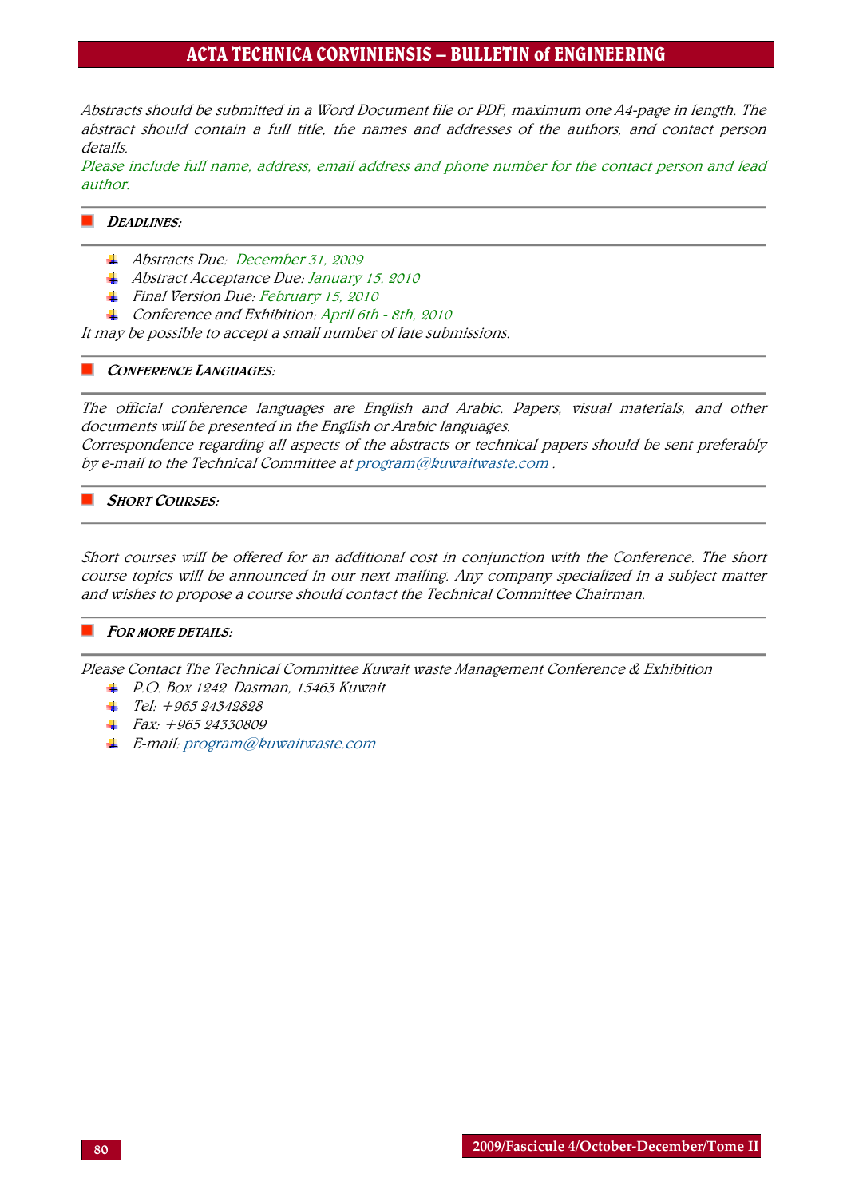*Abstracts should be submitted in a Word Document file or PDF, maximum one A4-page in length. The abstract should contain a full title, the names and addresses of the authors, and contact person details.*
*Please include full name, address, email address and phone number for the contact person and lead author.*

## DEADLINES:

- *Abstracts Due: December 31, 2009*
- *Abstract Acceptance Due: January 15, 2010*
- *Final Version Due: February 15, 2010*
- *Conference and Exhibition: April 6th - 8th, 2010*

*It may be possible to accept a small number of late submissions.*

## CONFERENCE LANGUAGES:

*The official conference languages are English and Arabic. Papers, visual materials, and other documents will be presented in the English or Arabic languages.*
*Correspondence regarding all aspects of the abstracts or technical papers should be sent preferably by e-mail to the Technical Committee at program@kuwaitwaste.com .*

## SHORT COURSES:

*Short courses will be offered for an additional cost in conjunction with the Conference. The short course topics will be announced in our next mailing. Any company specialized in a subject matter and wishes to propose a course should contact the Technical Committee Chairman.*

## FOR MORE DETAILS:

*Please Contact The Technical Committee Kuwait waste Management Conference & Exhibition*

- *P.O. Box 1242 Dasman, 15463 Kuwait*
- *Tel: +965 24342828*
- *Fax: +965 24330809*
- *E-mail: program@kuwaitwaste.com*